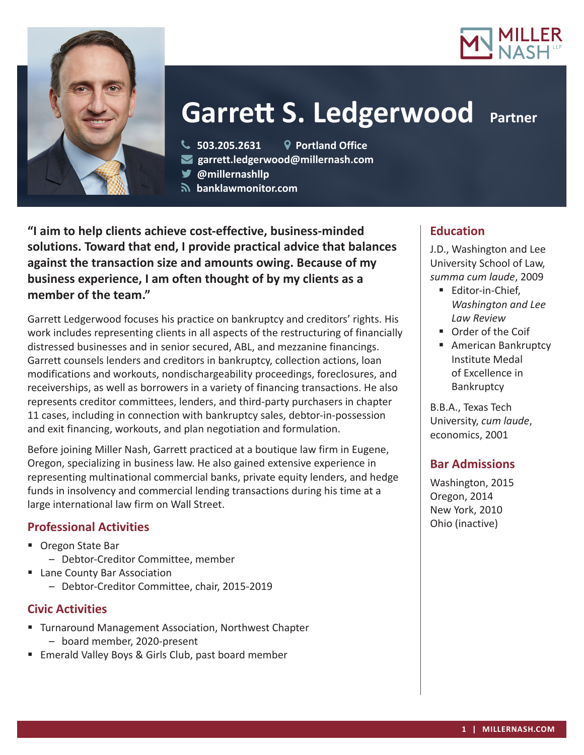# Garrett S. Ledgerwood

Partner

503.205.2631

Portland Office

garrett.ledgerwood@millernash.com

@millernashllp

banklawmonitor.com

**"I aim to help clients achieve cost-effective, business-minded solutions. Toward that end, I provide practical advice that balances against the transaction size and amounts owing. Because of my business experience, I am often thought of by my clients as a member of the team."**

Garrett Ledgerwood focuses his practice on bankruptcy and creditors' rights. His work includes representing clients in all aspects of the restructuring of financially distressed businesses and in senior secured, ABL, and mezzanine financings. Garrett counsels lenders and creditors in bankruptcy, collection actions, loan modifications and workouts, nondischargeability proceedings, foreclosures, and receiverships, as well as borrowers in a variety of financing transactions. He also represents creditor committees, lenders, and third-party purchasers in chapter 11 cases, including in connection with bankruptcy sales, debtor-in-possession and exit financing, workouts, and plan negotiation and formulation.

Before joining Miller Nash, Garrett practiced at a boutique law firm in Eugene, Oregon, specializing in business law. He also gained extensive experience in representing multinational commercial banks, private equity lenders, and hedge funds in insolvency and commercial lending transactions during his time at a large international law firm on Wall Street.

## Professional Activities

- Oregon State Bar
  - Debtor-Creditor Committee, member
- Lane County Bar Association
  - Debtor-Creditor Committee, chair, 2015-2019

## Civic Activities

- Turnaround Management Association, Northwest Chapter
  - board member, 2020-present
- Emerald Valley Boys & Girls Club, past board member

## Education

J.D., Washington and Lee University School of Law, *summa cum laude*, 2009

- Editor-in-Chief, *Washington and Lee Law Review*
- Order of the Coif
- American Bankruptcy Institute Medal of Excellence in Bankruptcy

B.B.A., Texas Tech University, *cum laude*, economics, 2001

## Bar Admissions

Washington, 2015
Oregon, 2014
New York, 2010
Ohio (inactive)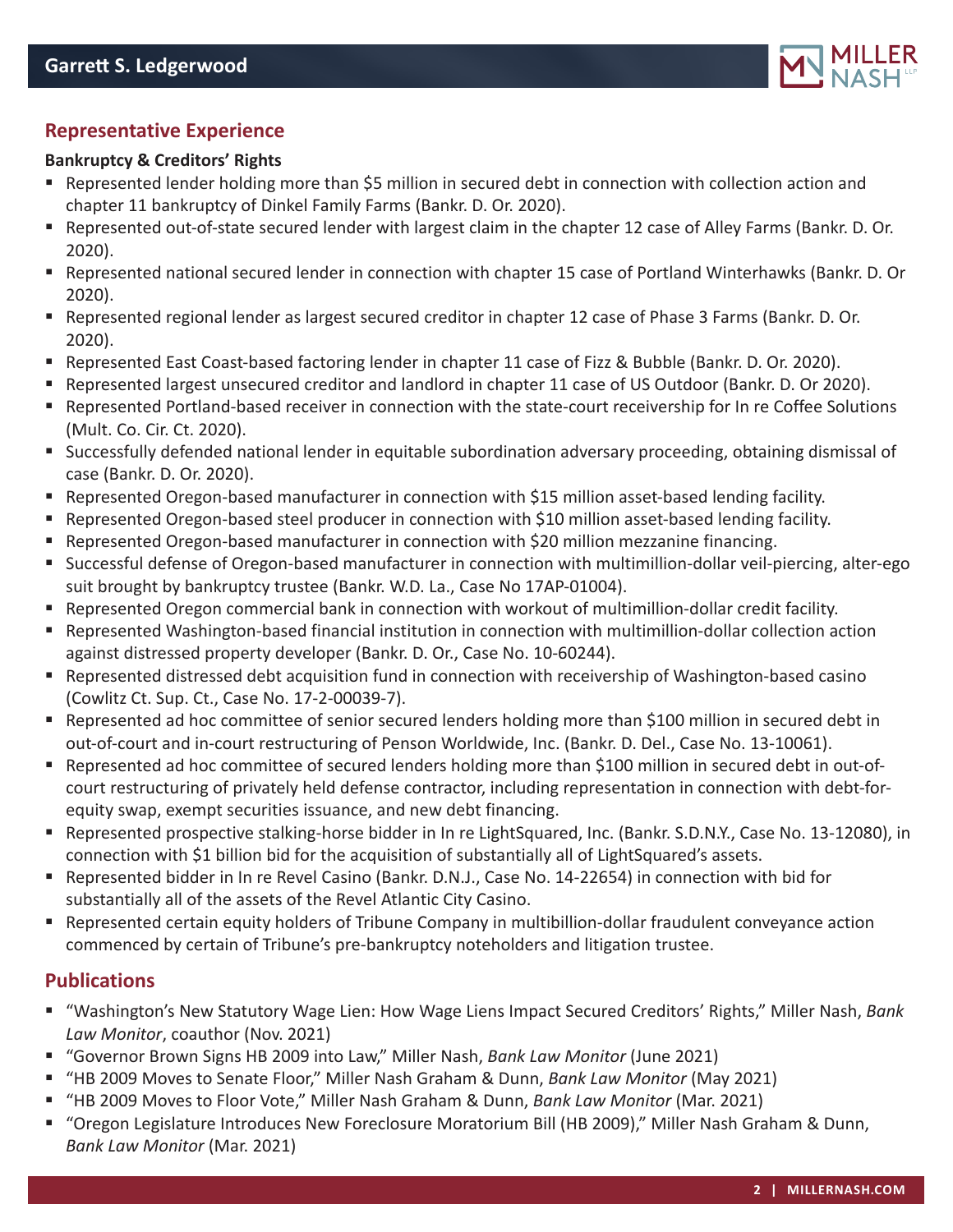## Representative Experience

### Bankruptcy & Creditors' Rights

- Represented lender holding more than $5 million in secured debt in connection with collection action and chapter 11 bankruptcy of Dinkel Family Farms (Bankr. D. Or. 2020).
- Represented out-of-state secured lender with largest claim in the chapter 12 case of Alley Farms (Bankr. D. Or. 2020).
- Represented national secured lender in connection with chapter 15 case of Portland Winterhawks (Bankr. D. Or 2020).
- Represented regional lender as largest secured creditor in chapter 12 case of Phase 3 Farms (Bankr. D. Or. 2020).
- Represented East Coast-based factoring lender in chapter 11 case of Fizz & Bubble (Bankr. D. Or. 2020).
- Represented largest unsecured creditor and landlord in chapter 11 case of US Outdoor (Bankr. D. Or 2020).
- Represented Portland-based receiver in connection with the state-court receivership for In re Coffee Solutions (Mult. Co. Cir. Ct. 2020).
- Successfully defended national lender in equitable subordination adversary proceeding, obtaining dismissal of case (Bankr. D. Or. 2020).
- Represented Oregon-based manufacturer in connection with $15 million asset-based lending facility.
- Represented Oregon-based steel producer in connection with $10 million asset-based lending facility.
- Represented Oregon-based manufacturer in connection with $20 million mezzanine financing.
- Successful defense of Oregon-based manufacturer in connection with multimillion-dollar veil-piercing, alter-ego suit brought by bankruptcy trustee (Bankr. W.D. La., Case No 17AP-01004).
- Represented Oregon commercial bank in connection with workout of multimillion-dollar credit facility.
- Represented Washington-based financial institution in connection with multimillion-dollar collection action against distressed property developer (Bankr. D. Or., Case No. 10-60244).
- Represented distressed debt acquisition fund in connection with receivership of Washington-based casino (Cowlitz Ct. Sup. Ct., Case No. 17-2-00039-7).
- Represented ad hoc committee of senior secured lenders holding more than $100 million in secured debt in out-of-court and in-court restructuring of Penson Worldwide, Inc. (Bankr. D. Del., Case No. 13-10061).
- Represented ad hoc committee of secured lenders holding more than $100 million in secured debt in out-of-court restructuring of privately held defense contractor, including representation in connection with debt-for-equity swap, exempt securities issuance, and new debt financing.
- Represented prospective stalking-horse bidder in In re LightSquared, Inc. (Bankr. S.D.N.Y., Case No. 13-12080), in connection with $1 billion bid for the acquisition of substantially all of LightSquared's assets.
- Represented bidder in In re Revel Casino (Bankr. D.N.J., Case No. 14-22654) in connection with bid for substantially all of the assets of the Revel Atlantic City Casino.
- Represented certain equity holders of Tribune Company in multibillion-dollar fraudulent conveyance action commenced by certain of Tribune's pre-bankruptcy noteholders and litigation trustee.

## Publications

- "Washington's New Statutory Wage Lien: How Wage Liens Impact Secured Creditors' Rights," Miller Nash, *Bank Law Monitor*, coauthor (Nov. 2021)
- "Governor Brown Signs HB 2009 into Law," Miller Nash, *Bank Law Monitor* (June 2021)
- "HB 2009 Moves to Senate Floor," Miller Nash Graham & Dunn, *Bank Law Monitor* (May 2021)
- "HB 2009 Moves to Floor Vote," Miller Nash Graham & Dunn, *Bank Law Monitor* (Mar. 2021)
- "Oregon Legislature Introduces New Foreclosure Moratorium Bill (HB 2009)," Miller Nash Graham & Dunn, *Bank Law Monitor* (Mar. 2021)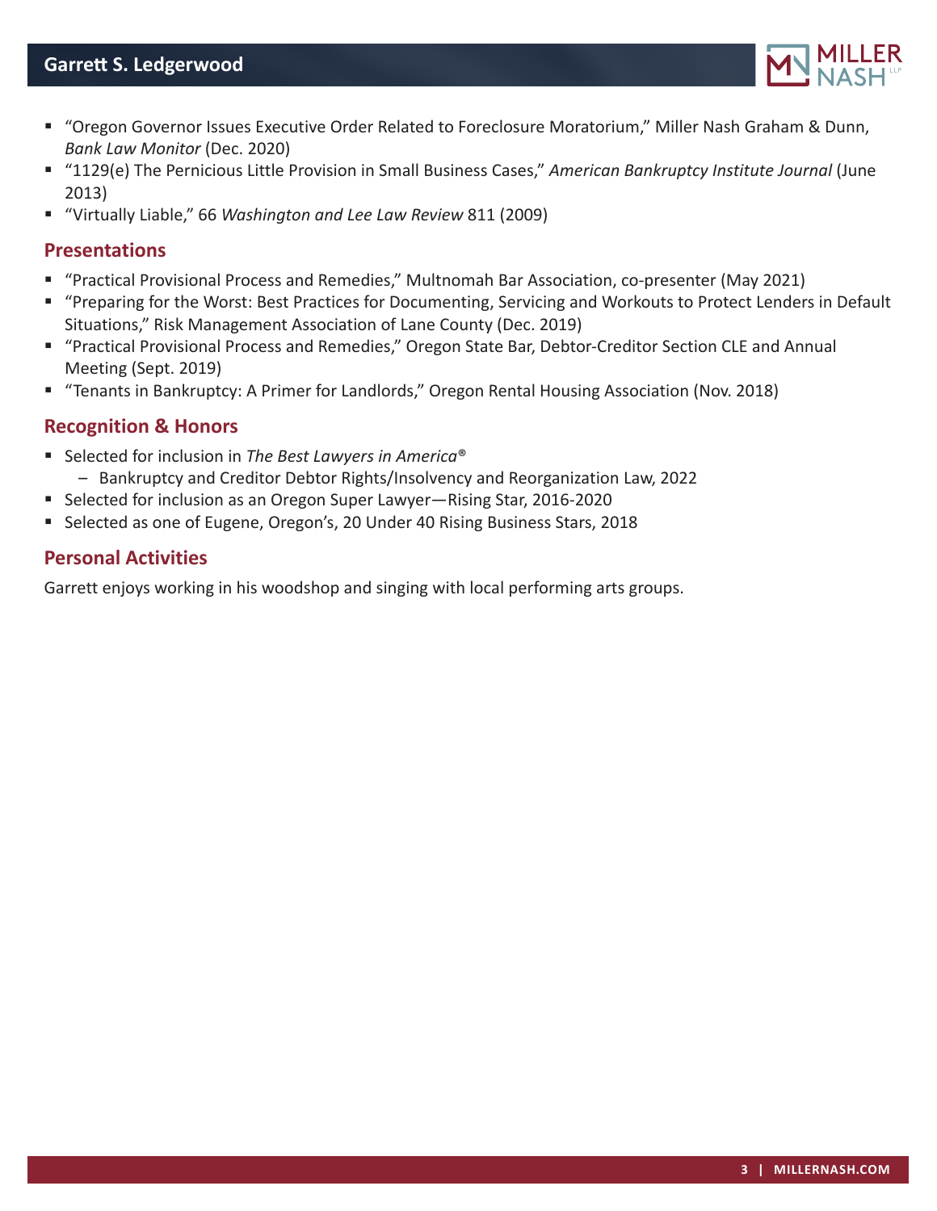- “Oregon Governor Issues Executive Order Related to Foreclosure Moratorium,” Miller Nash Graham & Dunn, *Bank Law Monitor* (Dec. 2020)
- “1129(e) The Pernicious Little Provision in Small Business Cases,” *American Bankruptcy Institute Journal* (June 2013)
- “Virtually Liable,” 66 *Washington and Lee Law Review* 811 (2009)

## Presentations

- “Practical Provisional Process and Remedies,” Multnomah Bar Association, co-presenter (May 2021)
- “Preparing for the Worst: Best Practices for Documenting, Servicing and Workouts to Protect Lenders in Default Situations,” Risk Management Association of Lane County (Dec. 2019)
- “Practical Provisional Process and Remedies,” Oregon State Bar, Debtor-Creditor Section CLE and Annual Meeting (Sept. 2019)
- “Tenants in Bankruptcy: A Primer for Landlords,” Oregon Rental Housing Association (Nov. 2018)

## Recognition & Honors

- Selected for inclusion in *The Best Lawyers in America®*
  - Bankruptcy and Creditor Debtor Rights/Insolvency and Reorganization Law, 2022
- Selected for inclusion as an Oregon Super Lawyer—Rising Star, 2016-2020
- Selected as one of Eugene, Oregon’s, 20 Under 40 Rising Business Stars, 2018

## Personal Activities

Garrett enjoys working in his woodshop and singing with local performing arts groups.